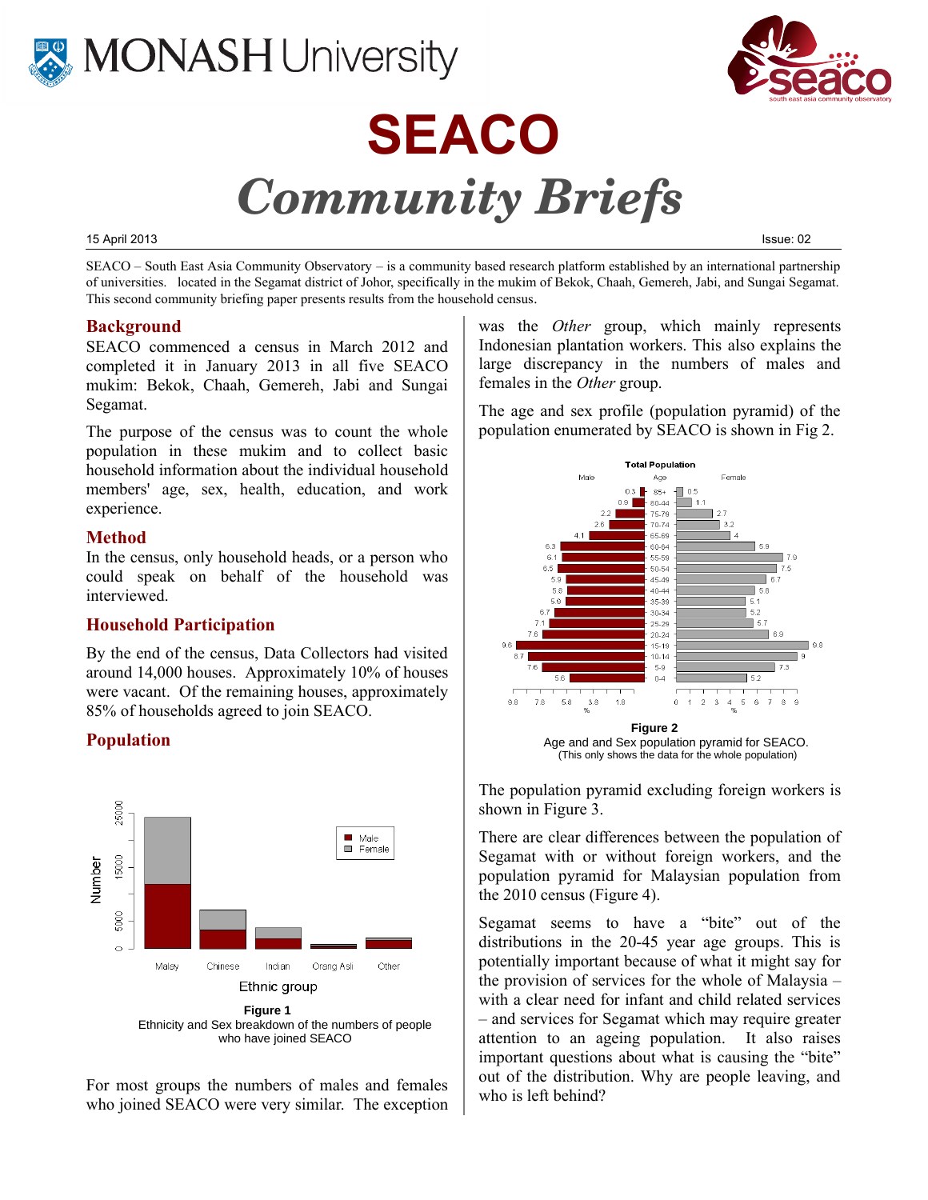# SEACO

# *Community Briefs*

15 April 2013 Issue: 02

SEACO – South East Asia Community Observatory – is a community based research platform established by an international partnership of universities. located in the Segamat district of Johor, specifically in the mukim of Bekok, Chaah, Gemereh, Jabi, and Sungai Segamat. This second community briefing paper presents results from the household census.

## Background

SEACO commenced a census in March 2012 and completed it in January 2013 in all five SEACO mukim: Bekok, Chaah, Gemereh, Jabi and Sungai Segamat.

The purpose of the census was to count the whole population in these mukim and to collect basic household information about the individual household members' age, sex, health, education, and work experience.

## Method

In the census, only household heads, or a person who could speak on behalf of the household was interviewed.

## Household Participation

By the end of the census, Data Collectors had visited around 14,000 houses. Approximately 10% of houses were vacant. Of the remaining houses, approximately 85% of households agreed to join SEACO.

## Population

**Figure 1**
Ethnicity and Sex breakdown of the numbers of people who have joined SEACO

For most groups the numbers of males and females who joined SEACO were very similar. The exception was the *Other* group, which mainly represents Indonesian plantation workers. This also explains the large discrepancy in the numbers of males and females in the *Other* group.

The age and sex profile (population pyramid) of the population enumerated by SEACO is shown in Fig 2.

**Figure 2**
Age and and Sex population pyramid for SEACO.
(This only shows the data for the whole population)

The population pyramid excluding foreign workers is shown in Figure 3.

There are clear differences between the population of Segamat with or without foreign workers, and the population pyramid for Malaysian population from the 2010 census (Figure 4).

Segamat seems to have a "bite" out of the distributions in the 20-45 year age groups. This is potentially important because of what it might say for the provision of services for the whole of Malaysia – with a clear need for infant and child related services – and services for Segamat which may require greater attention to an ageing population. It also raises important questions about what is causing the "bite" out of the distribution. Why are people leaving, and who is left behind?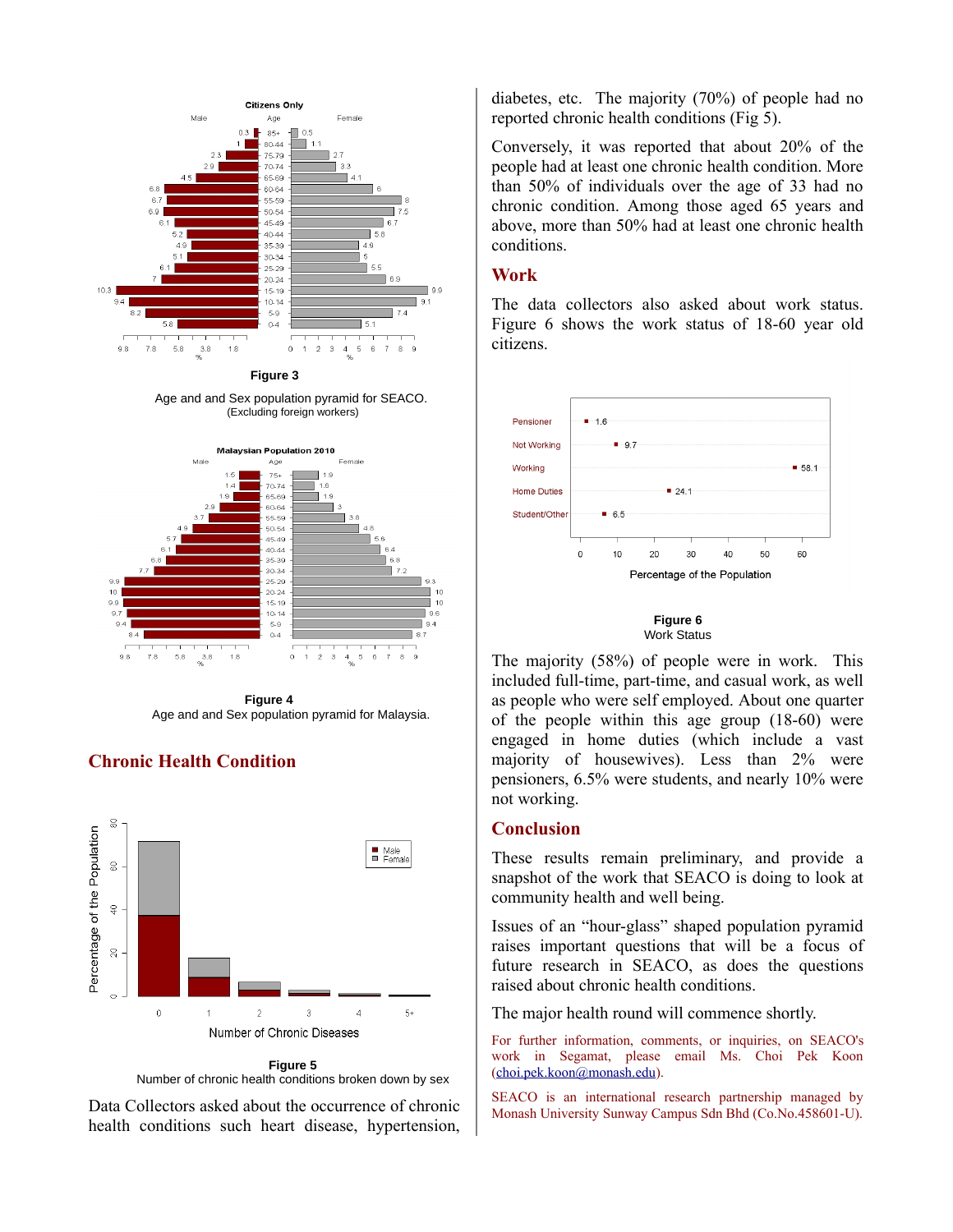Citizens Only

Male Age Female

0.3 85+ 0.5
1 80-84 1.1
2.3 75-79 2.7
2.9 70-74 3.3
4.5 65-69 4.1
6.8 60-64 6
6.7 55-59 8
6.9 50-54 7.5
6.1 45-49 6.7
5.2 40-44 5.8
4.9 35-39 4.9
5.1 30-34 5
6.1 25-29 5.5
7 20-24 6.9
10.3 15-19 9.9
9.4 10-14 9.1
8.2 5-9 7.4
5.8 0-4 5.1

9.8 7.8 5.8 3.8 1.8 %
0 1 2 3 4 5 6 7 8 9 %

**Figure 3**

Age and and Sex population pyramid for SEACO.
(Excluding foreign workers)

Malaysian Population 2010

Male Age Female

1.5 75+ 1.9
1.4 70-74 1.6
1.9 65-69 1.9
2.9 60-64 3
3.7 55-59 3.8
4.9 50-54 4.8
5.7 45-49 5.6
6.1 40-44 6.4
6.8 35-39 6.8
7.7 30-34 7.2
9.9 25-29 9.3
10 20-24 10
9.9 15-19 10
9.7 10-14 9.6
9.4 5-9 9.4
8.4 0-4 8.7

9.8 7.8 5.8 3.8 1.8 %
0 1 2 3 4 5 6 7 8 9 %

**Figure 4**

Age and and Sex population pyramid for Malaysia.

## Chronic Health Condition

Percentage of the Population

0 20 40 60 80

Male
Female

0 1 2 3 4 5+

Number of Chronic Diseases

**Figure 5**

Number of chronic health conditions broken down by sex

Data Collectors asked about the occurrence of chronic health conditions such heart disease, hypertension, diabetes, etc. The majority (70%) of people had no reported chronic health conditions (Fig 5).

Conversely, it was reported that about 20% of the people had at least one chronic health condition. More than 50% of individuals over the age of 33 had no chronic condition. Among those aged 65 years and above, more than 50% had at least one chronic health conditions.

## Work

The data collectors also asked about work status. Figure 6 shows the work status of 18-60 year old citizens.

Pensioner 1.6
Not Working 9.7
Working 58.1
Home Duties 24.1
Student/Other 6.5

0 10 20 30 40 50 60

Percentage of the Population

**Figure 6**

Work Status

The majority (58%) of people were in work. This included full-time, part-time, and casual work, as well as people who were self employed. About one quarter of the people within this age group (18-60) were engaged in home duties (which include a vast majority of housewives). Less than 2% were pensioners, 6.5% were students, and nearly 10% were not working.

## Conclusion

These results remain preliminary, and provide a snapshot of the work that SEACO is doing to look at community health and well being.

Issues of an "hour-glass" shaped population pyramid raises important questions that will be a focus of future research in SEACO, as does the questions raised about chronic health conditions.

The major health round will commence shortly.

For further information, comments, or inquiries, on SEACO's work in Segamat, please email Ms. Choi Pek Koon (choi.pek.koon@monash.edu).

SEACO is an international research partnership managed by Monash University Sunway Campus Sdn Bhd (Co.No.458601-U).